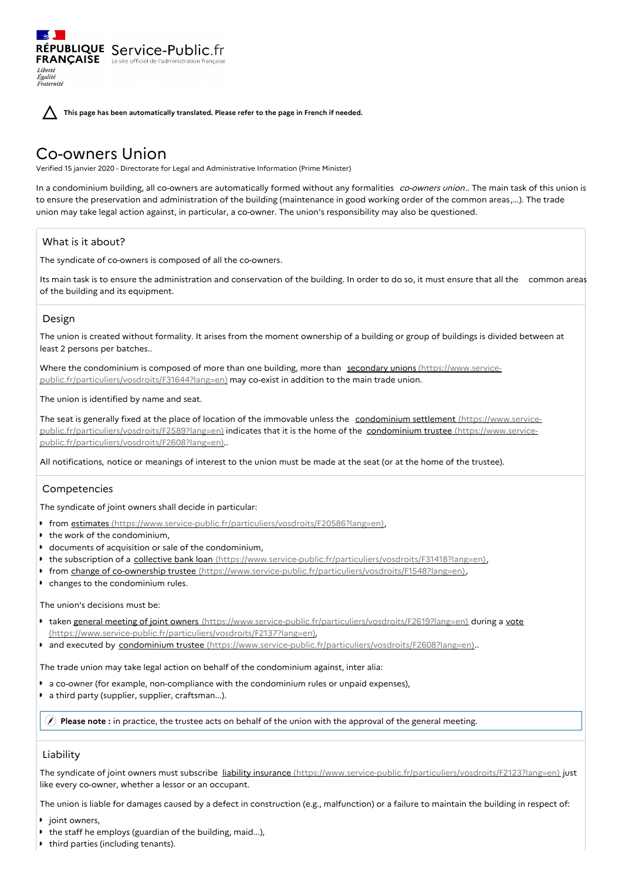RÉPUBLIQUE FRANÇAISE

*Liberté*
*Égalité*
*Fraternité*

Service-Public.fr
Le site officiel de l'administration française

**This page has been automatically translated. Please refer to the page in French if needed.**

# Co-owners Union

Verified 15 janvier 2020 - Directorate for Legal and Administrative Information (Prime Minister)

In a condominium building, all co-owners are automatically formed without any formalities *co-owners union*.. The main task of this union is to ensure the preservation and administration of the building (maintenance in good working order of the common areas,...). The trade union may take legal action against, in particular, a co-owner. The union's responsibility may also be questioned.

## What is it about?

The syndicate of co-owners is composed of all the co-owners.

Its main task is to ensure the administration and conservation of the building. In order to do so, it must ensure that all the common areas of the building and its equipment.

## Design

The union is created without formality. It arises from the moment ownership of a building or group of buildings is divided between at least 2 persons per batches..

Where the condominium is composed of more than one building, more than secondary unions (https://www.service-public.fr/particuliers/vosdroits/F31644?lang=en) may co-exist in addition to the main trade union.

The union is identified by name and seat.

The seat is generally fixed at the place of location of the immovable unless the condominium settlement (https://www.service-public.fr/particuliers/vosdroits/F2589?lang=en) indicates that it is the home of the condominium trustee (https://www.service-public.fr/particuliers/vosdroits/F2608?lang=en)..

All notifications, notice or meanings of interest to the union must be made at the seat (or at the home of the trustee).

## Competencies

The syndicate of joint owners shall decide in particular:

- from estimates (https://www.service-public.fr/particuliers/vosdroits/F20586?lang=en),
- the work of the condominium,
- documents of acquisition or sale of the condominium,
- the subscription of a collective bank loan (https://www.service-public.fr/particuliers/vosdroits/F31418?lang=en),
- from change of co-ownership trustee (https://www.service-public.fr/particuliers/vosdroits/F1548?lang=en),
- changes to the condominium rules.

The union's decisions must be:

- taken general meeting of joint owners (https://www.service-public.fr/particuliers/vosdroits/F2619?lang=en) during a vote (https://www.service-public.fr/particuliers/vosdroits/F2137?lang=en),
- and executed by condominium trustee (https://www.service-public.fr/particuliers/vosdroits/F2608?lang=en)..

The trade union may take legal action on behalf of the condominium against, inter alia:

- a co-owner (for example, non-compliance with the condominium rules or unpaid expenses),
- a third party (supplier, supplier, craftsman...).

**Please note :** in practice, the trustee acts on behalf of the union with the approval of the general meeting.

## Liability

The syndicate of joint owners must subscribe liability insurance (https://www.service-public.fr/particuliers/vosdroits/F2123?lang=en) just like every co-owner, whether a lessor or an occupant.

The union is liable for damages caused by a defect in construction (e.g., malfunction) or a failure to maintain the building in respect of:

- joint owners,
- the staff he employs (guardian of the building, maid...),
- third parties (including tenants).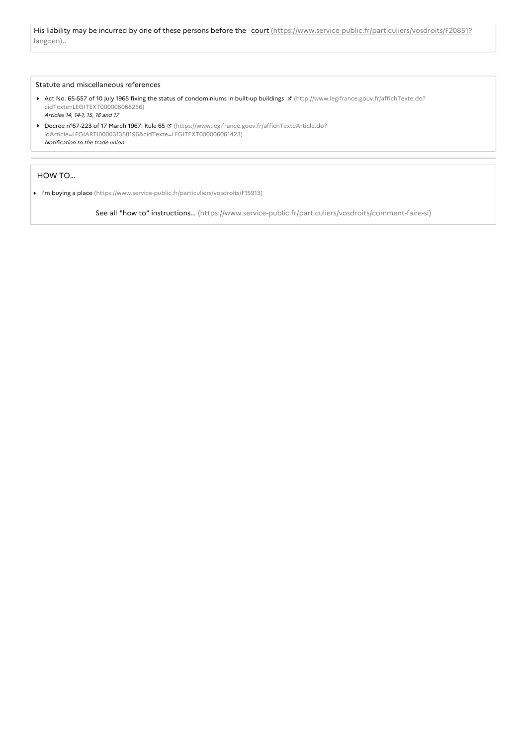His liability may be incurred by one of these persons before the court (https://www.service-public.fr/particuliers/vosdroits/F20851?lang=en)..

Statute and miscellaneous references

- Act No. 65-557 of 10 July 1965 fixing the status of condominiums in built-up buildings (http://www.legifrance.gouv.fr/affichTexte.do?cidTexte=LEGITEXT000006068256)
  *Articles 14, 14-1, 15, 16 and 17*
- Decree n°67-223 of 17 March 1967: Rule 65 (https://www.legifrance.gouv.fr/affichTexteArticle.do?idArticle=LEGIARTI000031358196&cidTexte=LEGITEXT000006061423)
  *Notification to the trade union*

## HOW TO...

- I'm buying a place (https://www.service-public.fr/particuliers/vosdroits/F15913)

See all "how to" instructions... (https://www.service-public.fr/particuliers/vosdroits/comment-faire-si)